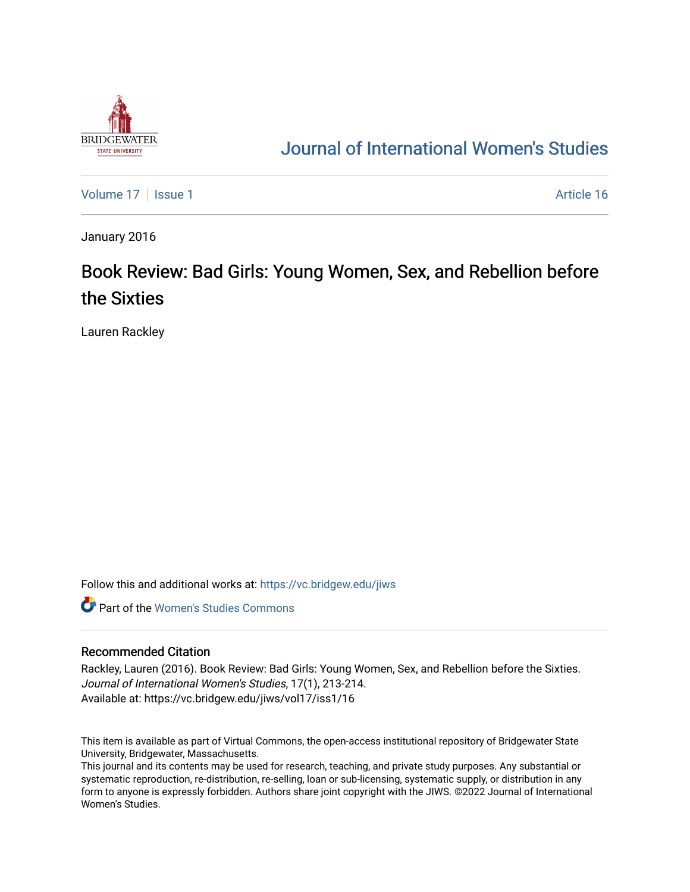# Journal of International Women's Studies

Volume 17 | Issue 1 | Article 16

January 2016

## Book Review: Bad Girls: Young Women, Sex, and Rebellion before the Sixties

Lauren Rackley

Follow this and additional works at: https://vc.bridgew.edu/jiws

Part of the Women's Studies Commons

### Recommended Citation

Rackley, Lauren (2016). Book Review: Bad Girls: Young Women, Sex, and Rebellion before the Sixties. *Journal of International Women's Studies*, 17(1), 213-214.
Available at: https://vc.bridgew.edu/jiws/vol17/iss1/16

This item is available as part of Virtual Commons, the open-access institutional repository of Bridgewater State University, Bridgewater, Massachusetts.
This journal and its contents may be used for research, teaching, and private study purposes. Any substantial or systematic reproduction, re-distribution, re-selling, loan or sub-licensing, systematic supply, or distribution in any form to anyone is expressly forbidden. Authors share joint copyright with the JIWS. ©2022 Journal of International Women's Studies.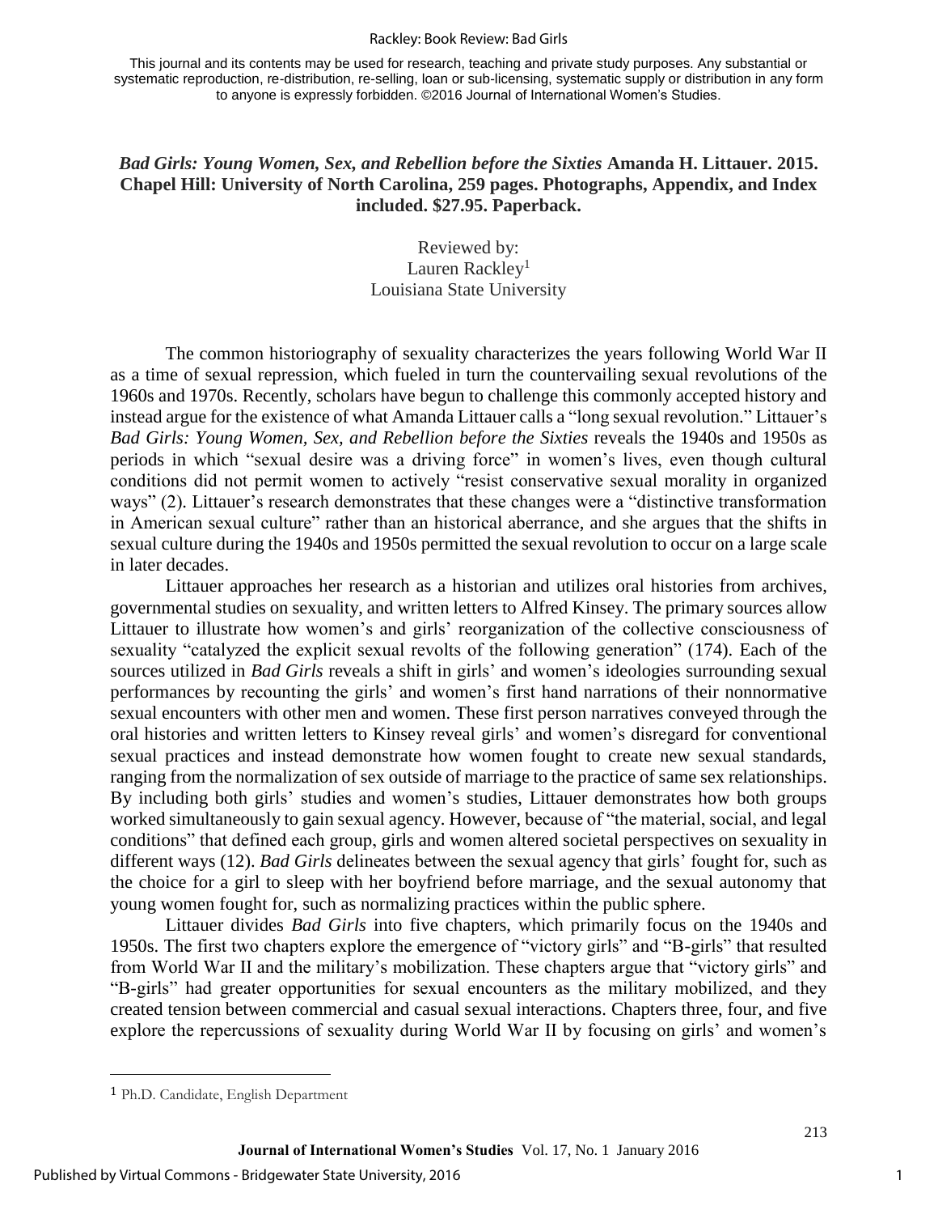*Bad Girls: Young Women, Sex, and Rebellion before the Sixties* **Amanda H. Littauer. 2015. Chapel Hill: University of North Carolina, 259 pages. Photographs, Appendix, and Index included. $27.95. Paperback.**

Reviewed by:
Lauren Rackley[1]
Louisiana State University

The common historiography of sexuality characterizes the years following World War II as a time of sexual repression, which fueled in turn the countervailing sexual revolutions of the 1960s and 1970s. Recently, scholars have begun to challenge this commonly accepted history and instead argue for the existence of what Amanda Littauer calls a "long sexual revolution." Littauer's *Bad Girls: Young Women, Sex, and Rebellion before the Sixties* reveals the 1940s and 1950s as periods in which "sexual desire was a driving force" in women's lives, even though cultural conditions did not permit women to actively "resist conservative sexual morality in organized ways" (2). Littauer's research demonstrates that these changes were a "distinctive transformation in American sexual culture" rather than an historical aberrance, and she argues that the shifts in sexual culture during the 1940s and 1950s permitted the sexual revolution to occur on a large scale in later decades.

Littauer approaches her research as a historian and utilizes oral histories from archives, governmental studies on sexuality, and written letters to Alfred Kinsey. The primary sources allow Littauer to illustrate how women's and girls' reorganization of the collective consciousness of sexuality "catalyzed the explicit sexual revolts of the following generation" (174). Each of the sources utilized in *Bad Girls* reveals a shift in girls' and women's ideologies surrounding sexual performances by recounting the girls' and women's first hand narrations of their nonnormative sexual encounters with other men and women. These first person narratives conveyed through the oral histories and written letters to Kinsey reveal girls' and women's disregard for conventional sexual practices and instead demonstrate how women fought to create new sexual standards, ranging from the normalization of sex outside of marriage to the practice of same sex relationships. By including both girls' studies and women's studies, Littauer demonstrates how both groups worked simultaneously to gain sexual agency. However, because of "the material, social, and legal conditions" that defined each group, girls and women altered societal perspectives on sexuality in different ways (12). *Bad Girls* delineates between the sexual agency that girls' fought for, such as the choice for a girl to sleep with her boyfriend before marriage, and the sexual autonomy that young women fought for, such as normalizing practices within the public sphere.

Littauer divides *Bad Girls* into five chapters, which primarily focus on the 1940s and 1950s. The first two chapters explore the emergence of "victory girls" and "B-girls" that resulted from World War II and the military's mobilization. These chapters argue that "victory girls" and "B-girls" had greater opportunities for sexual encounters as the military mobilized, and they created tension between commercial and casual sexual interactions. Chapters three, four, and five explore the repercussions of sexuality during World War II by focusing on girls' and women's

---

[1] Ph.D. Candidate, English Department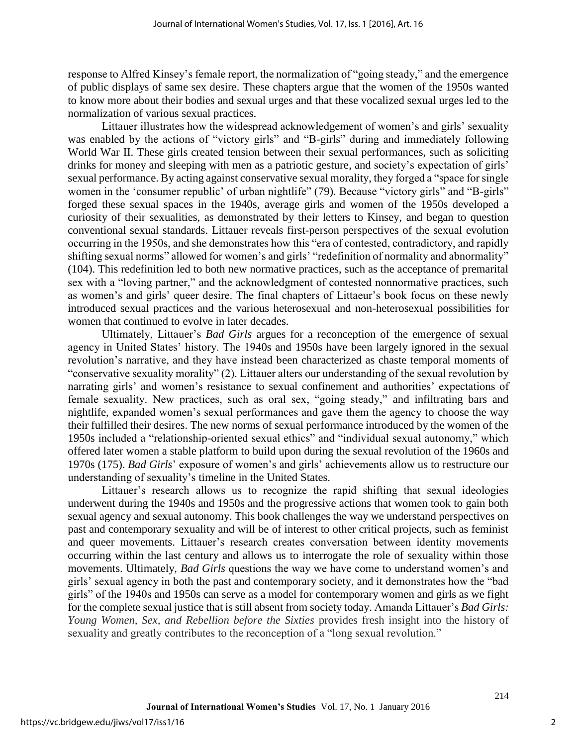response to Alfred Kinsey's female report, the normalization of "going steady," and the emergence of public displays of same sex desire. These chapters argue that the women of the 1950s wanted to know more about their bodies and sexual urges and that these vocalized sexual urges led to the normalization of various sexual practices.

Littauer illustrates how the widespread acknowledgement of women's and girls' sexuality was enabled by the actions of "victory girls" and "B-girls" during and immediately following World War II. These girls created tension between their sexual performances, such as soliciting drinks for money and sleeping with men as a patriotic gesture, and society's expectation of girls' sexual performance. By acting against conservative sexual morality, they forged a "space for single women in the 'consumer republic' of urban nightlife" (79). Because "victory girls" and "B-girls" forged these sexual spaces in the 1940s, average girls and women of the 1950s developed a curiosity of their sexualities, as demonstrated by their letters to Kinsey, and began to question conventional sexual standards. Littauer reveals first-person perspectives of the sexual evolution occurring in the 1950s, and she demonstrates how this "era of contested, contradictory, and rapidly shifting sexual norms" allowed for women's and girls' "redefinition of normality and abnormality" (104). This redefinition led to both new normative practices, such as the acceptance of premarital sex with a "loving partner," and the acknowledgment of contested nonnormative practices, such as women's and girls' queer desire. The final chapters of Littaeur's book focus on these newly introduced sexual practices and the various heterosexual and non-heterosexual possibilities for women that continued to evolve in later decades.

Ultimately, Littauer's *Bad Girls* argues for a reconception of the emergence of sexual agency in United States' history. The 1940s and 1950s have been largely ignored in the sexual revolution's narrative, and they have instead been characterized as chaste temporal moments of "conservative sexuality morality" (2). Littauer alters our understanding of the sexual revolution by narrating girls' and women's resistance to sexual confinement and authorities' expectations of female sexuality. New practices, such as oral sex, "going steady," and infiltrating bars and nightlife, expanded women's sexual performances and gave them the agency to choose the way their fulfilled their desires. The new norms of sexual performance introduced by the women of the 1950s included a "relationship-oriented sexual ethics" and "individual sexual autonomy," which offered later women a stable platform to build upon during the sexual revolution of the 1960s and 1970s (175). *Bad Girls*' exposure of women's and girls' achievements allow us to restructure our understanding of sexuality's timeline in the United States.

Littauer's research allows us to recognize the rapid shifting that sexual ideologies underwent during the 1940s and 1950s and the progressive actions that women took to gain both sexual agency and sexual autonomy. This book challenges the way we understand perspectives on past and contemporary sexuality and will be of interest to other critical projects, such as feminist and queer movements. Littauer's research creates conversation between identity movements occurring within the last century and allows us to interrogate the role of sexuality within those movements. Ultimately, *Bad Girls* questions the way we have come to understand women's and girls' sexual agency in both the past and contemporary society, and it demonstrates how the "bad girls" of the 1940s and 1950s can serve as a model for contemporary women and girls as we fight for the complete sexual justice that is still absent from society today. Amanda Littauer's *Bad Girls: Young Women, Sex, and Rebellion before the Sixties* provides fresh insight into the history of sexuality and greatly contributes to the reconception of a "long sexual revolution."